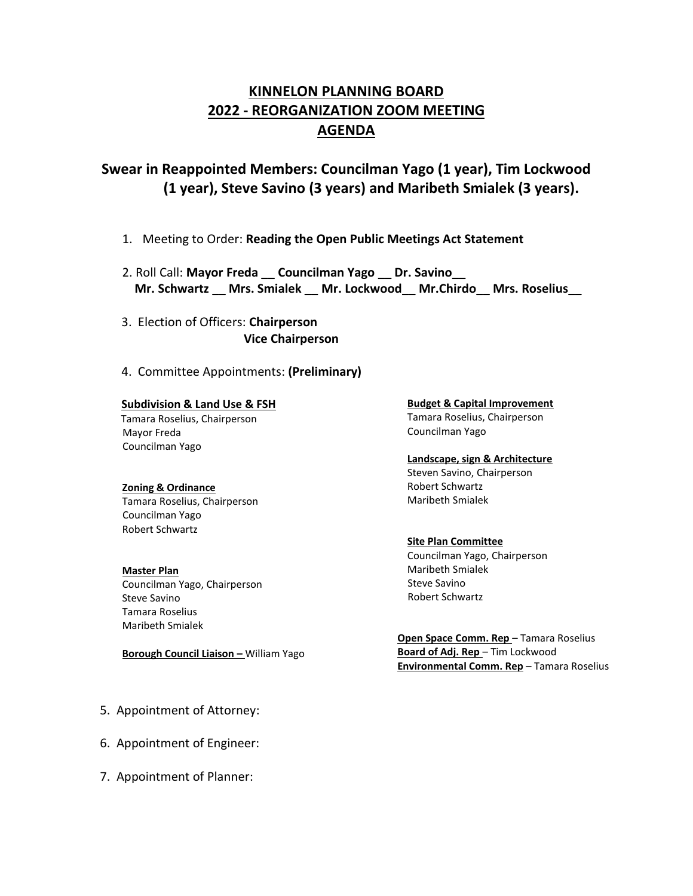# KINNELON PLANNING BOARD
# 2022 - REORGANIZATION ZOOM MEETING
# AGENDA

## Swear in Reappointed Members: Councilman Yago (1 year), Tim Lockwood (1 year), Steve Savino (3 years) and Maribeth Smialek (3 years).

1. Meeting to Order: **Reading the Open Public Meetings Act Statement**

2. Roll Call: **Mayor Freda __ Councilman Yago __ Dr. Savino__ Mr. Schwartz __ Mrs. Smialek __ Mr. Lockwood__ Mr.Chirdo__ Mrs. Roselius__**

3. Election of Officers: **Chairperson**
   **Vice Chairperson**

4. Committee Appointments: **(Preliminary)**

**Subdivision & Land Use & FSH**
Tamara Roselius, Chairperson
Mayor Freda
Councilman Yago

**Zoning & Ordinance**
Tamara Roselius, Chairperson
Councilman Yago
Robert Schwartz

**Master Plan**
Councilman Yago, Chairperson
Steve Savino
Tamara Roselius
Maribeth Smialek

**Borough Council Liaison –** William Yago

**Budget & Capital Improvement**
Tamara Roselius, Chairperson
Councilman Yago

**Landscape, sign & Architecture**
Steven Savino, Chairperson
Robert Schwartz
Maribeth Smialek

**Site Plan Committee**
Councilman Yago, Chairperson
Maribeth Smialek
Steve Savino
Robert Schwartz

**Open Space Comm. Rep –** Tamara Roselius
**Board of Adj. Rep** – Tim Lockwood
**Environmental Comm. Rep** – Tamara Roselius

5. Appointment of Attorney:

6. Appointment of Engineer:

7. Appointment of Planner: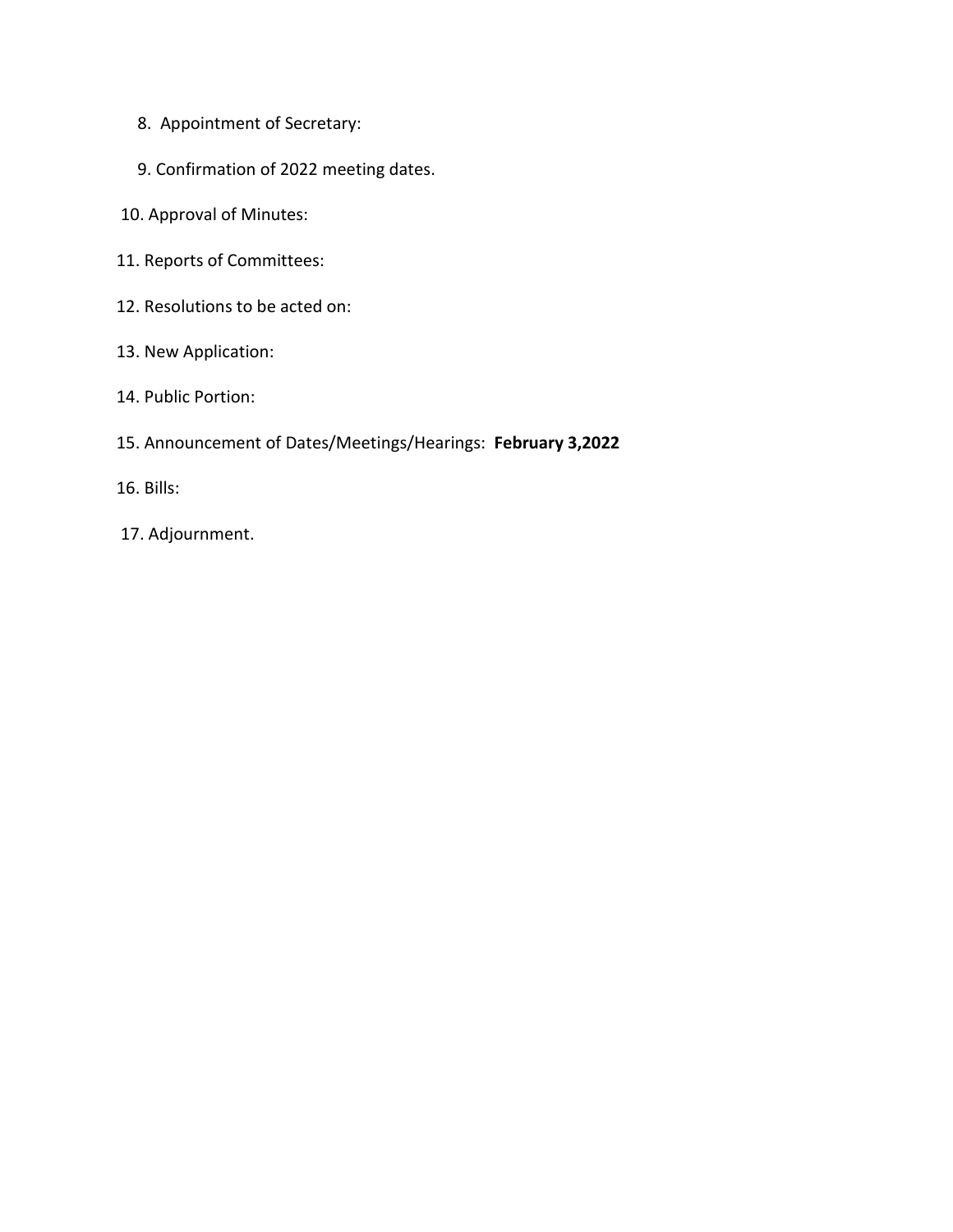8. Appointment of Secretary:

9. Confirmation of 2022 meeting dates.

10. Approval of Minutes:

11. Reports of Committees:

12. Resolutions to be acted on:

13. New Application:

14. Public Portion:

15. Announcement of Dates/Meetings/Hearings: **February 3,2022**

16. Bills:

17. Adjournment.